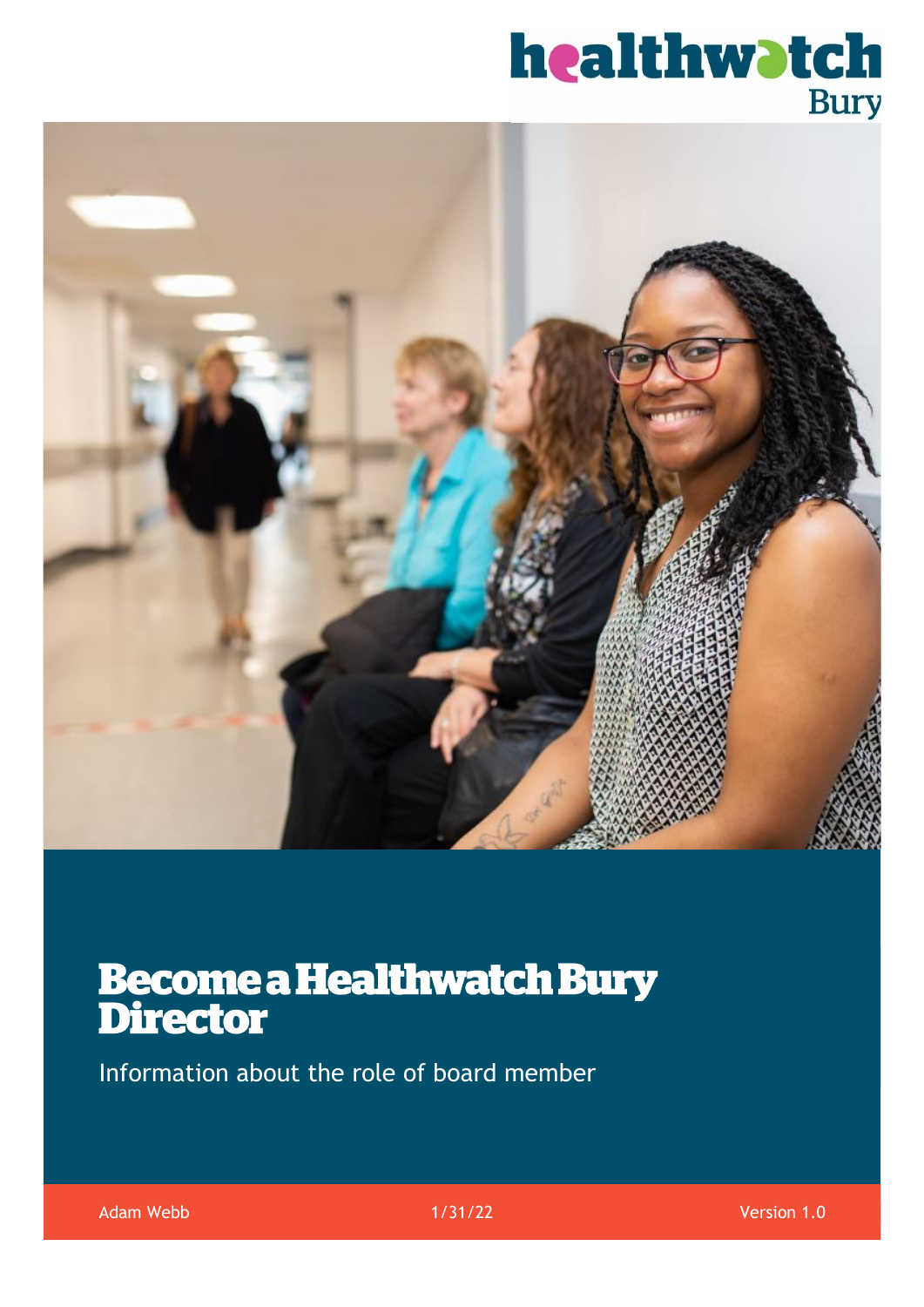# Become a Healthwatch Bury Director

Information about the role of board member

Adam Webb 1/31/22 Version 1.0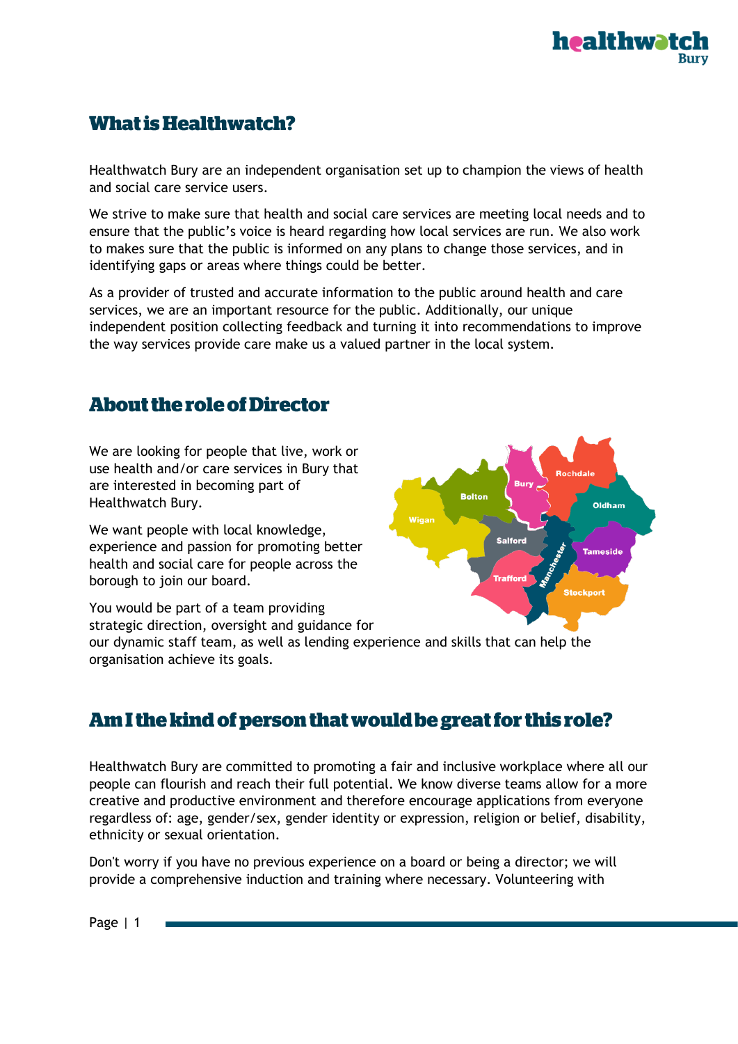## What is Healthwatch?

Healthwatch Bury are an independent organisation set up to champion the views of health and social care service users.

We strive to make sure that health and social care services are meeting local needs and to ensure that the public's voice is heard regarding how local services are run. We also work to makes sure that the public is informed on any plans to change those services, and in identifying gaps or areas where things could be better.

As a provider of trusted and accurate information to the public around health and care services, we are an important resource for the public. Additionally, our unique independent position collecting feedback and turning it into recommendations to improve the way services provide care make us a valued partner in the local system.

## About the role of Director

We are looking for people that live, work or use health and/or care services in Bury that are interested in becoming part of Healthwatch Bury.

We want people with local knowledge, experience and passion for promoting better health and social care for people across the borough to join our board.

You would be part of a team providing strategic direction, oversight and guidance for our dynamic staff team, as well as lending experience and skills that can help the organisation achieve its goals.

## Am I the kind of person that would be great for this role?

Healthwatch Bury are committed to promoting a fair and inclusive workplace where all our people can flourish and reach their full potential. We know diverse teams allow for a more creative and productive environment and therefore encourage applications from everyone regardless of: age, gender/sex, gender identity or expression, religion or belief, disability, ethnicity or sexual orientation.

Don't worry if you have no previous experience on a board or being a director; we will provide a comprehensive induction and training where necessary. Volunteering with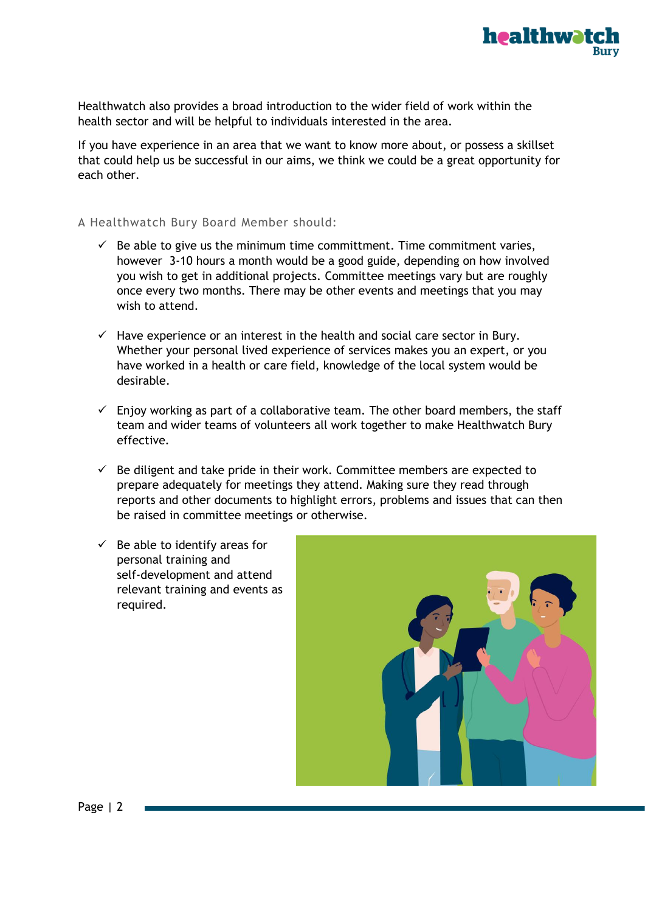Healthwatch also provides a broad introduction to the wider field of work within the health sector and will be helpful to individuals interested in the area.

If you have experience in an area that we want to know more about, or possess a skillset that could help us be successful in our aims, we think we could be a great opportunity for each other.

A Healthwatch Bury Board Member should:

- ✓ Be able to give us the minimum time committment. Time commitment varies, however 3-10 hours a month would be a good guide, depending on how involved you wish to get in additional projects. Committee meetings vary but are roughly once every two months. There may be other events and meetings that you may wish to attend.

- ✓ Have experience or an interest in the health and social care sector in Bury. Whether your personal lived experience of services makes you an expert, or you have worked in a health or care field, knowledge of the local system would be desirable.

- ✓ Enjoy working as part of a collaborative team. The other board members, the staff team and wider teams of volunteers all work together to make Healthwatch Bury effective.

- ✓ Be diligent and take pride in their work. Committee members are expected to prepare adequately for meetings they attend. Making sure they read through reports and other documents to highlight errors, problems and issues that can then be raised in committee meetings or otherwise.

- ✓ Be able to identify areas for personal training and self-development and attend relevant training and events as required.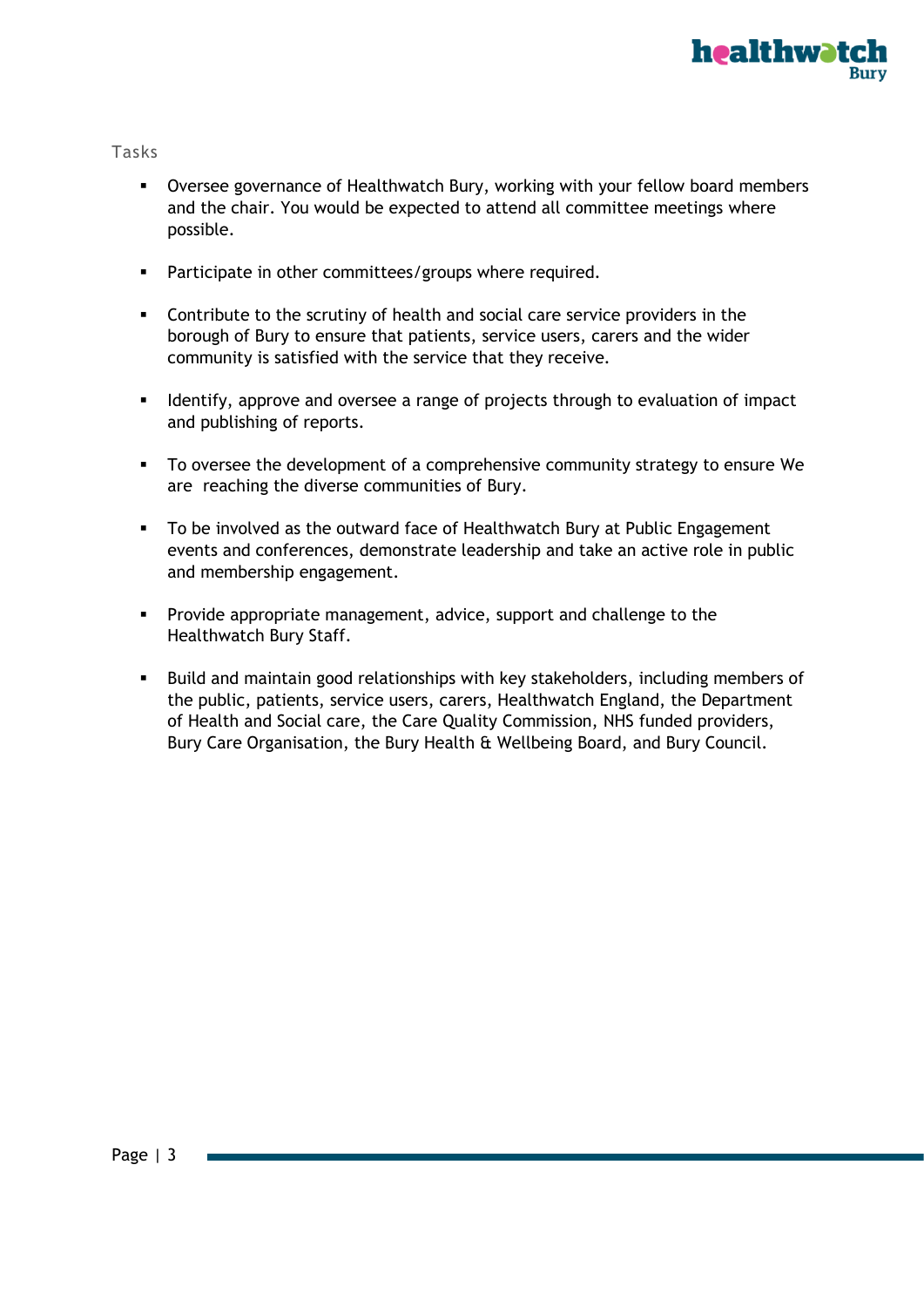Tasks

- Oversee governance of Healthwatch Bury, working with your fellow board members and the chair. You would be expected to attend all committee meetings where possible.

- Participate in other committees/groups where required.

- Contribute to the scrutiny of health and social care service providers in the borough of Bury to ensure that patients, service users, carers and the wider community is satisfied with the service that they receive.

- Identify, approve and oversee a range of projects through to evaluation of impact and publishing of reports.

- To oversee the development of a comprehensive community strategy to ensure We are reaching the diverse communities of Bury.

- To be involved as the outward face of Healthwatch Bury at Public Engagement events and conferences, demonstrate leadership and take an active role in public and membership engagement.

- Provide appropriate management, advice, support and challenge to the Healthwatch Bury Staff.

- Build and maintain good relationships with key stakeholders, including members of the public, patients, service users, carers, Healthwatch England, the Department of Health and Social care, the Care Quality Commission, NHS funded providers, Bury Care Organisation, the Bury Health & Wellbeing Board, and Bury Council.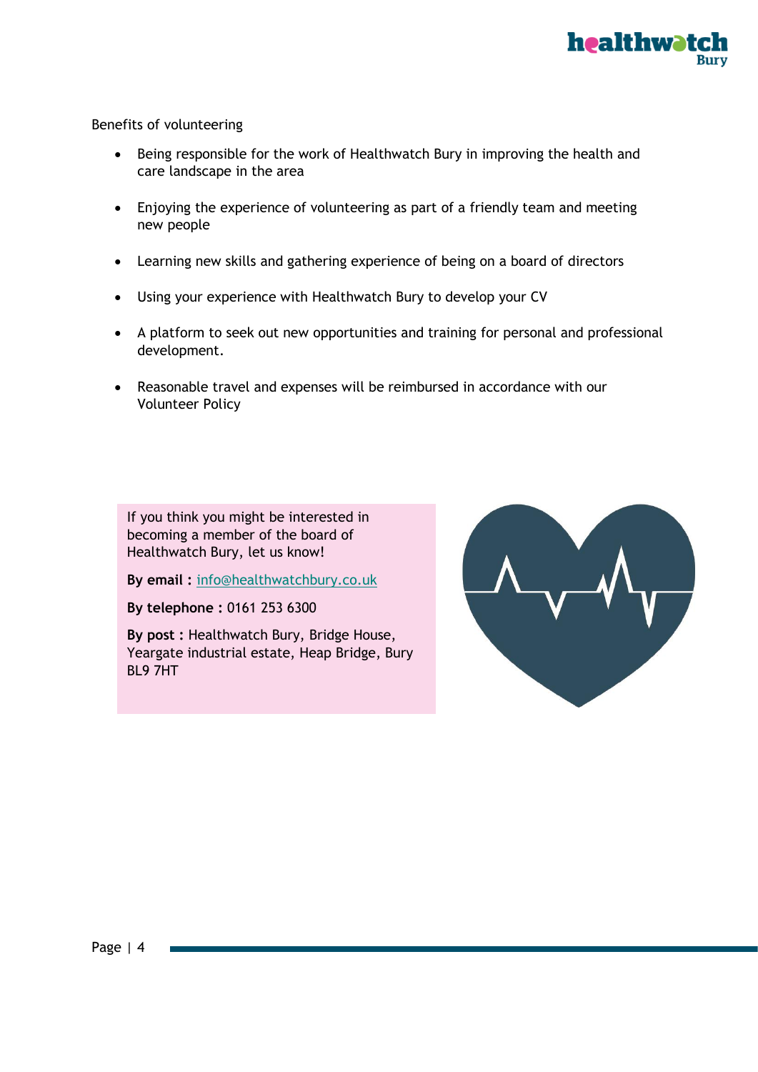Benefits of volunteering

- Being responsible for the work of Healthwatch Bury in improving the health and care landscape in the area
- Enjoying the experience of volunteering as part of a friendly team and meeting new people
- Learning new skills and gathering experience of being on a board of directors
- Using your experience with Healthwatch Bury to develop your CV
- A platform to seek out new opportunities and training for personal and professional development.
- Reasonable travel and expenses will be reimbursed in accordance with our Volunteer Policy

If you think you might be interested in becoming a member of the board of Healthwatch Bury, let us know!

**By email :** info@healthwatchbury.co.uk

**By telephone :** 0161 253 6300

**By post :** Healthwatch Bury, Bridge House, Yeargate industrial estate, Heap Bridge, Bury BL9 7HT